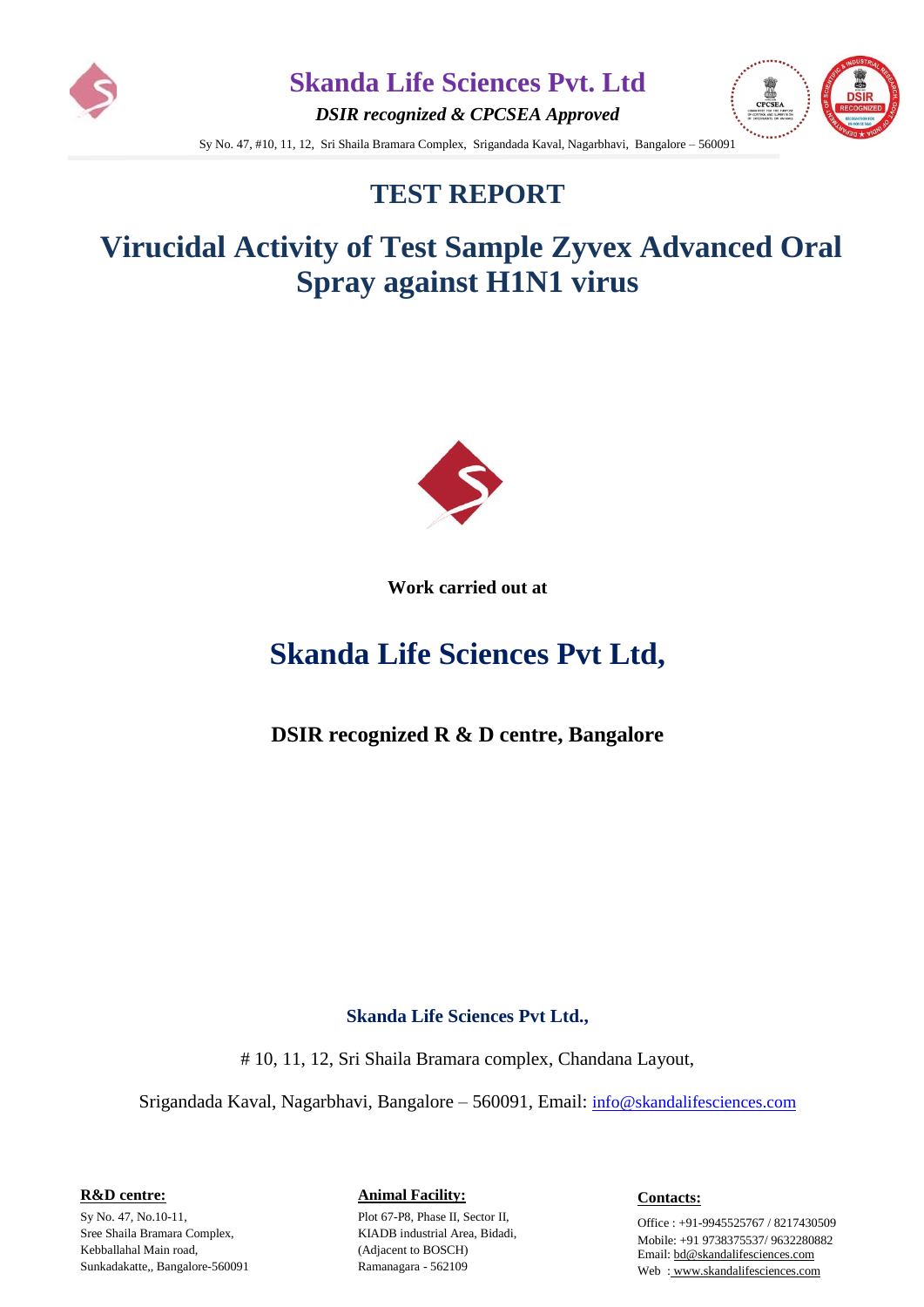# Skanda Life Sciences Pvt. Ltd

*DSIR recognized & CPCSEA Approved*

Sy No. 47, #10, 11, 12, Sri Shaila Bramara Complex, Srigandada Kaval, Nagarbhavi, Bangalore – 560091

## TEST REPORT

# Virucidal Activity of Test Sample Zyvex Advanced Oral Spray against H1N1 virus

**Work carried out at**

# Skanda Life Sciences Pvt Ltd,

**DSIR recognized R & D centre, Bangalore**

**Skanda Life Sciences Pvt Ltd.,**

# 10, 11, 12, Sri Shaila Bramara complex, Chandana Layout,

Srigandada Kaval, Nagarbhavi, Bangalore – 560091, Email: info@skandalifesciences.com

**R&D centre:**

Sy No. 47, No.10-11,
Sree Shaila Bramara Complex,
Kebballahal Main road,
Sunkadakatte,, Bangalore-560091

**Animal Facility:**

Plot 67-P8, Phase II, Sector II,
KIADB industrial Area, Bidadi,
(Adjacent to BOSCH)
Ramanagara - 562109

**Contacts:**

Office : +91-9945525767 / 8217430509
Mobile: +91 9738375537/ 9632280882
Email: bd@skandalifesciences.com
Web : www.skandalifesciences.com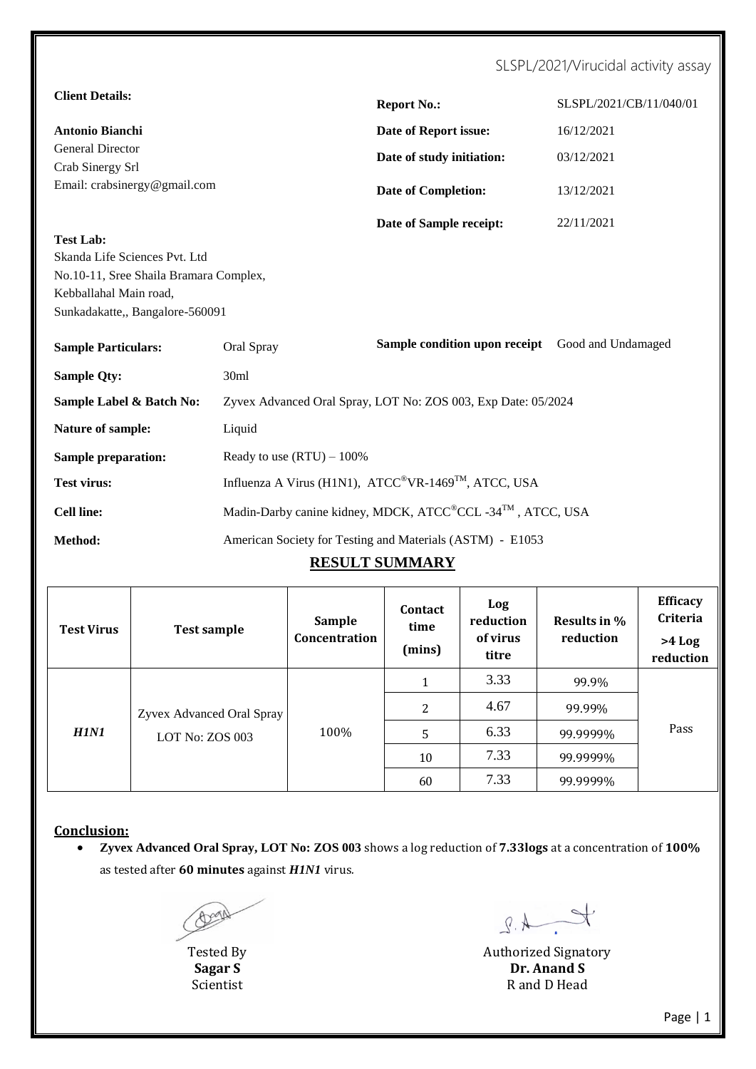SLSPL/2021/Virucidal activity assay

**Client Details:**

**Antonio Bianchi**
General Director
Crab Sinergy Srl
Email: crabsinergy@gmail.com

| | |
|---|---|
| **Report No.:** | SLSPL/2021/CB/11/040/01 |
| **Date of Report issue:** | 16/12/2021 |
| **Date of study initiation:** | 03/12/2021 |
| **Date of Completion:** | 13/12/2021 |
| **Date of Sample receipt:** | 22/11/2021 |

**Test Lab:**
Skanda Life Sciences Pvt. Ltd
No.10-11, Sree Shaila Bramara Complex,
Kebballahal Main road,
Sunkadakatte,, Bangalore-560091

| | |
|---|---|
| **Sample Particulars:** | Oral Spray |
| **Sample condition upon receipt** | Good and Undamaged |
| **Sample Qty:** | 30ml |
| **Sample Label & Batch No:** | Zyvex Advanced Oral Spray, LOT No: ZOS 003, Exp Date: 05/2024 |
| **Nature of sample:** | Liquid |
| **Sample preparation:** | Ready to use (RTU) – 100% |
| **Test virus:** | Influenza A Virus (H1N1), ATCC®VR-1469™, ATCC, USA |
| **Cell line:** | Madin-Darby canine kidney, MDCK, ATCC®CCL -34™ , ATCC, USA |
| **Method:** | American Society for Testing and Materials (ASTM) - E1053 |

## RESULT SUMMARY

| Test Virus | Test sample | Sample Concentration | Contact time (mins) | Log reduction of virus titre | Results in % reduction | Efficacy Criteria >4 Log reduction |
|---|---|---|---|---|---|---|
| *H1N1* | Zyvex Advanced Oral Spray LOT No: ZOS 003 | 100% | 1 | 3.33 | 99.9% | Pass |
| | | | 2 | 4.67 | 99.99% | |
| | | | 5 | 6.33 | 99.9999% | |
| | | | 10 | 7.33 | 99.9999% | |
| | | | 60 | 7.33 | 99.9999% | |

**Conclusion:**

- **Zyvex Advanced Oral Spray, LOT No: ZOS 003** shows a log reduction of **7.33logs** at a concentration of **100%** as tested after **60 minutes** against ***H1N1*** virus.

Tested By
**Sagar S**
Scientist

Authorized Signatory
**Dr. Anand S**
R and D Head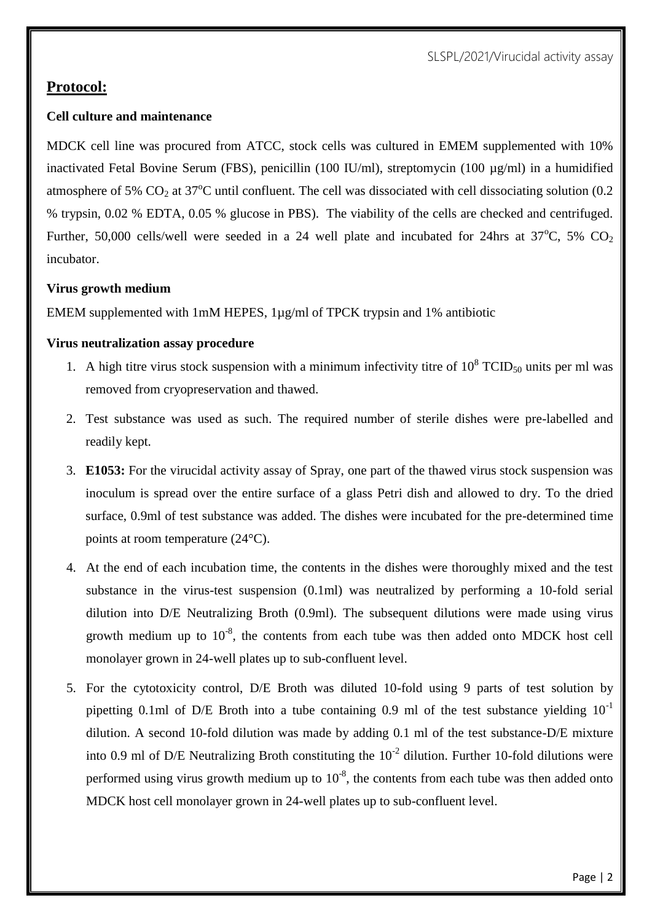## **Protocol:**

**Cell culture and maintenance**

MDCK cell line was procured from ATCC, stock cells was cultured in EMEM supplemented with 10% inactivated Fetal Bovine Serum (FBS), penicillin (100 IU/ml), streptomycin (100 µg/ml) in a humidified atmosphere of 5% $CO_2$ at 37°C until confluent. The cell was dissociated with cell dissociating solution (0.2 % trypsin, 0.02 % EDTA, 0.05 % glucose in PBS). The viability of the cells are checked and centrifuged. Further, 50,000 cells/well were seeded in a 24 well plate and incubated for 24hrs at 37°C, 5% $CO_2$ incubator.

**Virus growth medium**

EMEM supplemented with 1mM HEPES, 1µg/ml of TPCK trypsin and 1% antibiotic

**Virus neutralization assay procedure**

1. A high titre virus stock suspension with a minimum infectivity titre of $10^8$ $TCID_{50}$ units per ml was removed from cryopreservation and thawed.
2. Test substance was used as such. The required number of sterile dishes were pre-labelled and readily kept.
3. **E1053:** For the virucidal activity assay of Spray, one part of the thawed virus stock suspension was inoculum is spread over the entire surface of a glass Petri dish and allowed to dry. To the dried surface, 0.9ml of test substance was added. The dishes were incubated for the pre-determined time points at room temperature (24°C).
4. At the end of each incubation time, the contents in the dishes were thoroughly mixed and the test substance in the virus-test suspension (0.1ml) was neutralized by performing a 10-fold serial dilution into D/E Neutralizing Broth (0.9ml). The subsequent dilutions were made using virus growth medium up to $10^{-8}$, the contents from each tube was then added onto MDCK host cell monolayer grown in 24-well plates up to sub-confluent level.
5. For the cytotoxicity control, D/E Broth was diluted 10-fold using 9 parts of test solution by pipetting 0.1ml of D/E Broth into a tube containing 0.9 ml of the test substance yielding $10^{-1}$ dilution. A second 10-fold dilution was made by adding 0.1 ml of the test substance-D/E mixture into 0.9 ml of D/E Neutralizing Broth constituting the $10^{-2}$ dilution. Further 10-fold dilutions were performed using virus growth medium up to $10^{-8}$, the contents from each tube was then added onto MDCK host cell monolayer grown in 24-well plates up to sub-confluent level.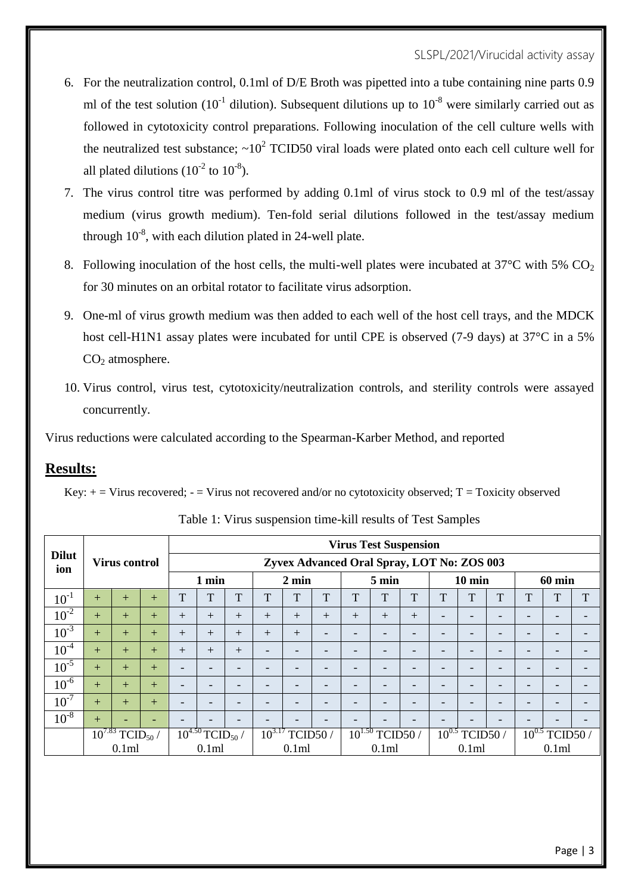6. For the neutralization control, 0.1ml of D/E Broth was pipetted into a tube containing nine parts 0.9 ml of the test solution ($10^{-1}$ dilution). Subsequent dilutions up to $10^{-8}$ were similarly carried out as followed in cytotoxicity control preparations. Following inoculation of the cell culture wells with the neutralized test substance; ~$10^{2}$ TCID50 viral loads were plated onto each cell culture well for all plated dilutions ($10^{-2}$ to $10^{-8}$).

7. The virus control titre was performed by adding 0.1ml of virus stock to 0.9 ml of the test/assay medium (virus growth medium). Ten-fold serial dilutions followed in the test/assay medium through $10^{-8}$, with each dilution plated in 24-well plate.

8. Following inoculation of the host cells, the multi-well plates were incubated at 37°C with 5% $CO_2$ for 30 minutes on an orbital rotator to facilitate virus adsorption.

9. One-ml of virus growth medium was then added to each well of the host cell trays, and the MDCK host cell-H1N1 assay plates were incubated for until CPE is observed (7-9 days) at 37°C in a 5% $CO_2$ atmosphere.

10. Virus control, virus test, cytotoxicity/neutralization controls, and sterility controls were assayed concurrently.

Virus reductions were calculated according to the Spearman-Karber Method, and reported

## Results:

Key: + = Virus recovered; - = Virus not recovered and/or no cytotoxicity observed; T = Toxicity observed

Table 1: Virus suspension time-kill results of Test Samples

| Dilution | Virus control | | | Virus Test Suspension | | | | | | | | | | | | | | |
|---|---|---|---|---|---|---|---|---|---|---|---|---|---|---|---|---|---|---|
| | | | | Zyvex Advanced Oral Spray, LOT No: ZOS 003 | | | | | | | | | | | | | | |
| | | | | 1 min | | | 2 min | | | 5 min | | | 10 min | | | 60 min | | |
| $10^{-1}$ | + | + | + | T | T | T | T | T | T | T | T | T | T | T | T | T | T | T |
| $10^{-2}$ | + | + | + | + | + | + | + | + | + | + | + | + | - | - | - | - | - | - |
| $10^{-3}$ | + | + | + | + | + | + | + | + | - | - | - | - | - | - | - | - | - | - |
| $10^{-4}$ | + | + | + | + | + | + | - | - | - | - | - | - | - | - | - | - | - | - |
| $10^{-5}$ | + | + | + | - | - | - | - | - | - | - | - | - | - | - | - | - | - | - |
| $10^{-6}$ | + | + | + | - | - | - | - | - | - | - | - | - | - | - | - | - | - | - |
| $10^{-7}$ | + | + | + | - | - | - | - | - | - | - | - | - | - | - | - | - | - | - |
| $10^{-8}$ | + | - | - | - | - | - | - | - | - | - | - | - | - | - | - | - | - | - |
| | $10^{7.83}$ $TCID_{50}$ / 0.1ml | | | $10^{4.50}$ $TCID_{50}$ / 0.1ml | | | $10^{3.17}$ TCID50 / 0.1ml | | | $10^{1.50}$ TCID50 / 0.1ml | | | $10^{0.5}$ TCID50 / 0.1ml | | | $10^{0.5}$ TCID50 / 0.1ml | | |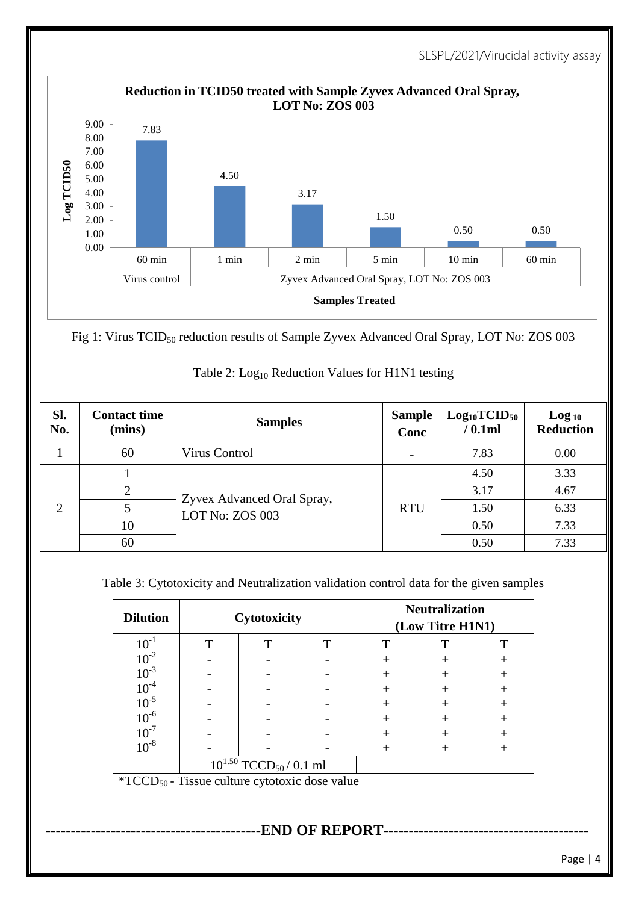Reduction in TCID50 treated with Sample Zyvex Advanced Oral Spray, LOT No: ZOS 003

Log TCID50

9.00
8.00
7.00
6.00
5.00
4.00
3.00
2.00
1.00
0.00

7.83
4.50
3.17
1.50
0.50
0.50

60 min
1 min
2 min
5 min
10 min
60 min

Virus control
Zyvex Advanced Oral Spray, LOT No: ZOS 003

Samples Treated

Fig 1: Virus $TCID_{50}$ reduction results of Sample Zyvex Advanced Oral Spray, LOT No: ZOS 003

Table 2: $Log_{10}$ Reduction Values for H1N1 testing

| Sl. No. | Contact time (mins) | Samples | Sample Conc | $Log_{10}TCID_{50}$ / 0.1ml | $Log_{10}$ Reduction |
|---|---|---|---|---|---|
| 1 | 60 | Virus Control | - | 7.83 | 0.00 |
| 2 | 1 | Zyvex Advanced Oral Spray, LOT No: ZOS 003 | RTU | 4.50 | 3.33 |
| | 2 | | | 3.17 | 4.67 |
| | 5 | | | 1.50 | 6.33 |
| | 10 | | | 0.50 | 7.33 |
| | 60 | | | 0.50 | 7.33 |

Table 3: Cytotoxicity and Neutralization validation control data for the given samples

| Dilution | Cytotoxicity | | | Neutralization (Low Titre H1N1) | | |
|---|---|---|---|---|---|---|
| $10^{-1}$ | T | T | T | T | T | T |
| $10^{-2}$ | - | - | - | + | + | + |
| $10^{-3}$ | - | - | - | + | + | + |
| $10^{-4}$ | - | - | - | + | + | + |
| $10^{-5}$ | - | - | - | + | + | + |
| $10^{-6}$ | - | - | - | + | + | + |
| $10^{-7}$ | - | - | - | + | + | + |
| $10^{-8}$ | - | - | - | + | + | + |
| | $10^{1.50}$ $TCCD_{50}$ / 0.1 ml | | | | | |

*$TCCD_{50}$ - Tissue culture cytotoxic dose value

------------------------------------------**END OF REPORT**----------------------------------------